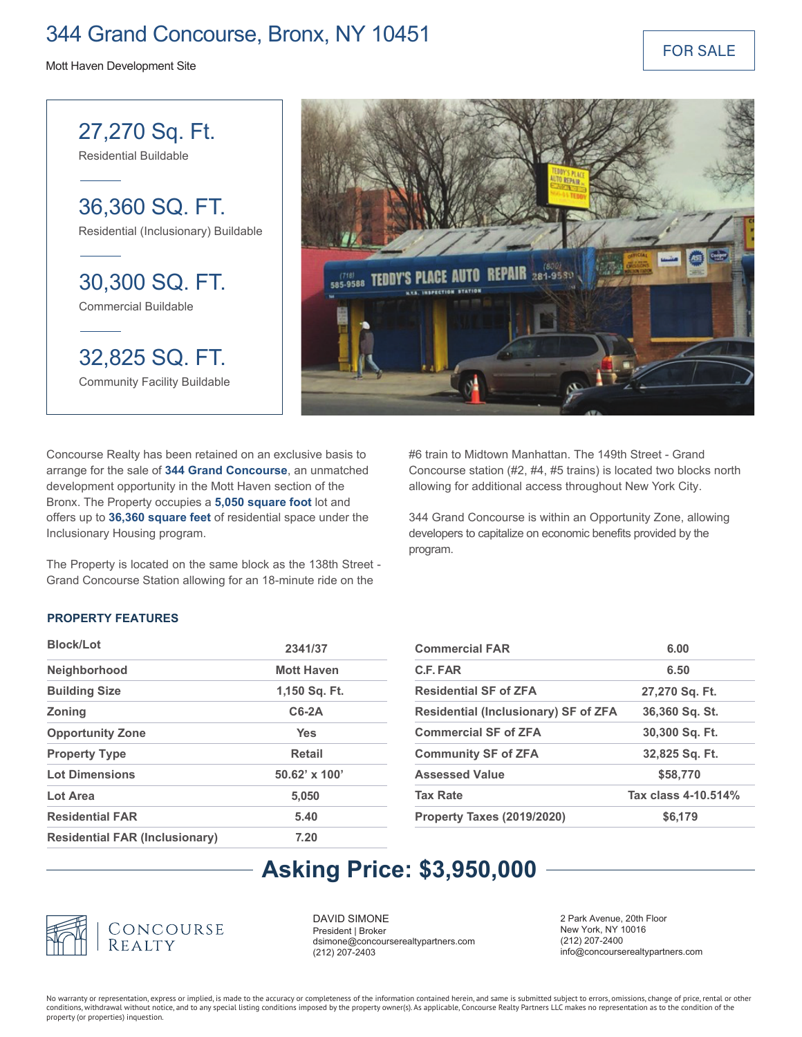# 344 Grand Concourse, Bronx, NY 10451

Mott Haven Development Site

FOR SALE

**27,270 Sq. Ft.**
Residential Buildable

**36,360 SQ. FT.**
Residential (Inclusionary) Buildable

**30,300 SQ. FT.**
Commercial Buildable

**32,825 SQ. FT.**
Community Facility Buildable

Concourse Realty has been retained on an exclusive basis to arrange for the sale of **344 Grand Concourse**, an unmatched development opportunity in the Mott Haven section of the Bronx. The Property occupies a **5,050 square foot** lot and offers up to **36,360 square feet** of residential space under the Inclusionary Housing program.

The Property is located on the same block as the 138th Street - Grand Concourse Station allowing for an 18-minute ride on the #6 train to Midtown Manhattan. The 149th Street - Grand Concourse station (#2, #4, #5 trains) is located two blocks north allowing for additional access throughout New York City.

344 Grand Concourse is within an Opportunity Zone, allowing developers to capitalize on economic benefits provided by the program.

## PROPERTY FEATURES

| Block/Lot | 2341/37 |
|---|---|
| Neighborhood | Mott Haven |
| Building Size | 1,150 Sq. Ft. |
| Zoning | C6-2A |
| Opportunity Zone | Yes |
| Property Type | Retail |
| Lot Dimensions | 50.62' x 100' |
| Lot Area | 5,050 |
| Residential FAR | 5.40 |
| Residential FAR (Inclusionary) | 7.20 |

| Commercial FAR | 6.00 |
|---|---|
| C.F. FAR | 6.50 |
| Residential SF of ZFA | 27,270 Sq. Ft. |
| Residential (Inclusionary) SF of ZFA | 36,360 Sq. St. |
| Commercial SF of ZFA | 30,300 Sq. Ft. |
| Community SF of ZFA | 32,825 Sq. Ft. |
| Assessed Value | $58,770 |
| Tax Rate | Tax class 4-10.514% |
| Property Taxes (2019/2020) | $6,179 |

## Asking Price: $3,950,000

CONCOURSE REALTY

DAVID SIMONE
President | Broker
dsimone@concourserealtypartners.com
(212) 207-2403

2 Park Avenue, 20th Floor
New York, NY 10016
(212) 207-2400
info@concourserealtypartners.com

No warranty or representation, express or implied, is made to the accuracy or completeness of the information contained herein, and same is submitted subject to errors, omissions, change of price, rental or other conditions, withdrawal without notice, and to any special listing conditions imposed by the property owner(s). As applicable, Concourse Realty Partners LLC makes no representation as to the condition of the property (or properties) inquestion.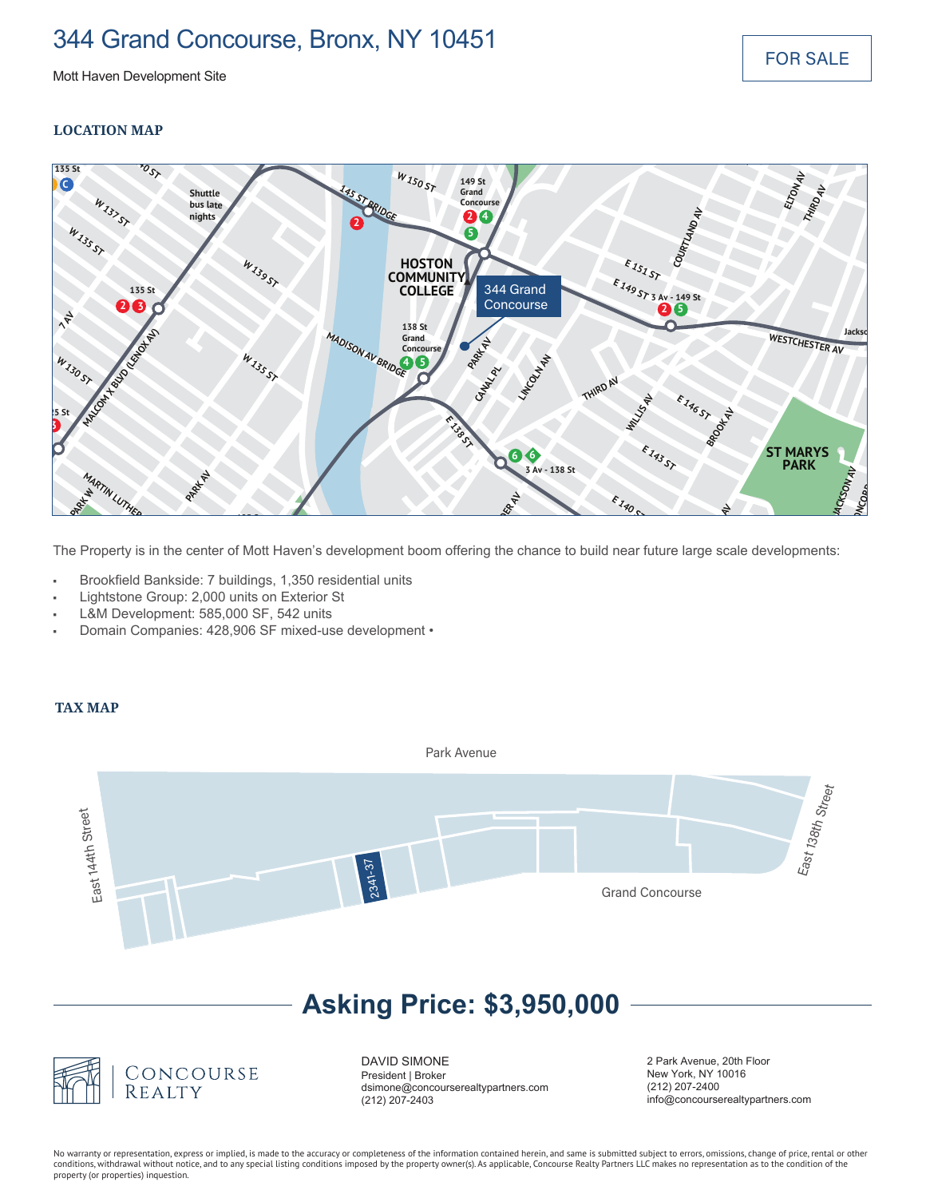# 344 Grand Concourse, Bronx, NY 10451

Mott Haven Development Site

FOR SALE

### LOCATION MAP

The Property is in the center of Mott Haven's development boom offering the chance to build near future large scale developments:

- Brookfield Bankside: 7 buildings, 1,350 residential units
- Lightstone Group: 2,000 units on Exterior St
- L&M Development: 585,000 SF, 542 units
- Domain Companies: 428,906 SF mixed-use development •

### TAX MAP

Park Avenue

East 144th Street

2341-37

Grand Concourse

East 138th Street

## Asking Price: $3,950,000

CONCOURSE REALTY

DAVID SIMONE
President | Broker
dsimone@concourserealtypartners.com
(212) 207-2403

2 Park Avenue, 20th Floor
New York, NY 10016
(212) 207-2400
info@concourserealtypartners.com

No warranty or representation, express or implied, is made to the accuracy or completeness of the information contained herein, and same is submitted subject to errors, omissions, change of price, rental or other conditions, withdrawal without notice, and to any special listing conditions imposed by the property owner(s). As applicable, Concourse Realty Partners LLC makes no representation as to the condition of the property (or properties) inquestion.